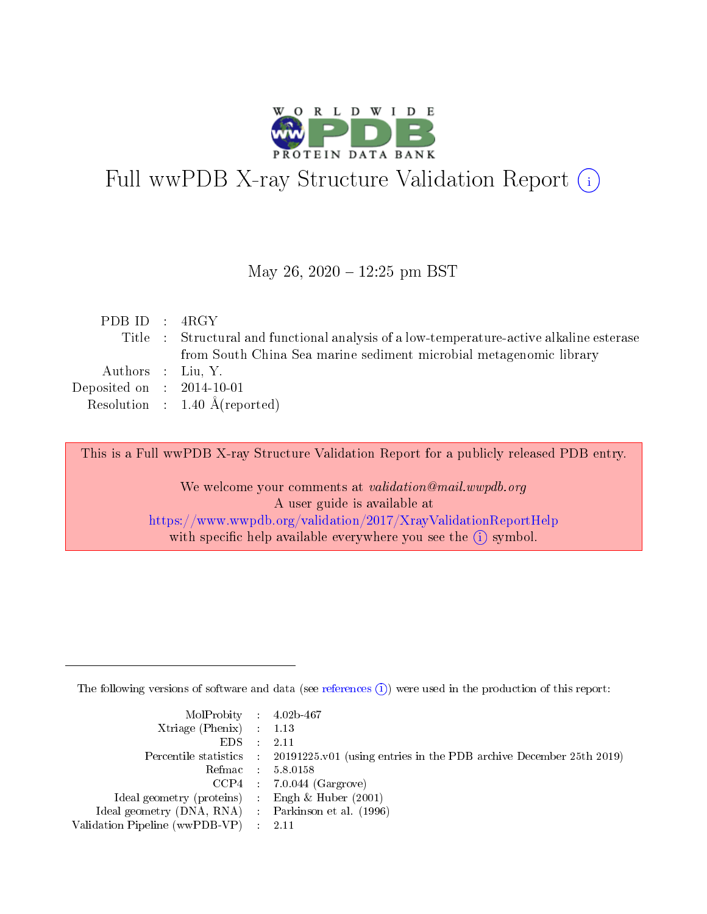# Full wwPDB X-ray Structure Validation Report

May 26, 2020 – 12:25 pm BST

| | | |
|---|---|---|
| PDB ID | : | 4RGY |
| Title | : | Structural and functional analysis of a low-temperature-active alkaline esterase from South China Sea marine sediment microbial metagenomic library |
| Authors | : | Liu, Y. |
| Deposited on | : | 2014-10-01 |
| Resolution | : | 1.40 Å(reported) |

This is a Full wwPDB X-ray Structure Validation Report for a publicly released PDB entry.

We welcome your comments at *validation@mail.wwpdb.org*
A user guide is available at
https://www.wwpdb.org/validation/2017/XrayValidationReportHelp
with specific help available everywhere you see the (i) symbol.

---

The following versions of software and data (see references (i)) were used in the production of this report:

| | | |
|---|---|---|
| MolProbity | : | 4.02b-467 |
| Xtriage (Phenix) | : | 1.13 |
| EDS | : | 2.11 |
| Percentile statistics | : | 20191225.v01 (using entries in the PDB archive December 25th 2019) |
| Refmac | : | 5.8.0158 |
| CCP4 | : | 7.0.044 (Gargrove) |
| Ideal geometry (proteins) | : | Engh & Huber (2001) |
| Ideal geometry (DNA, RNA) | : | Parkinson et al. (1996) |
| Validation Pipeline (wwPDB-VP) | : | 2.11 |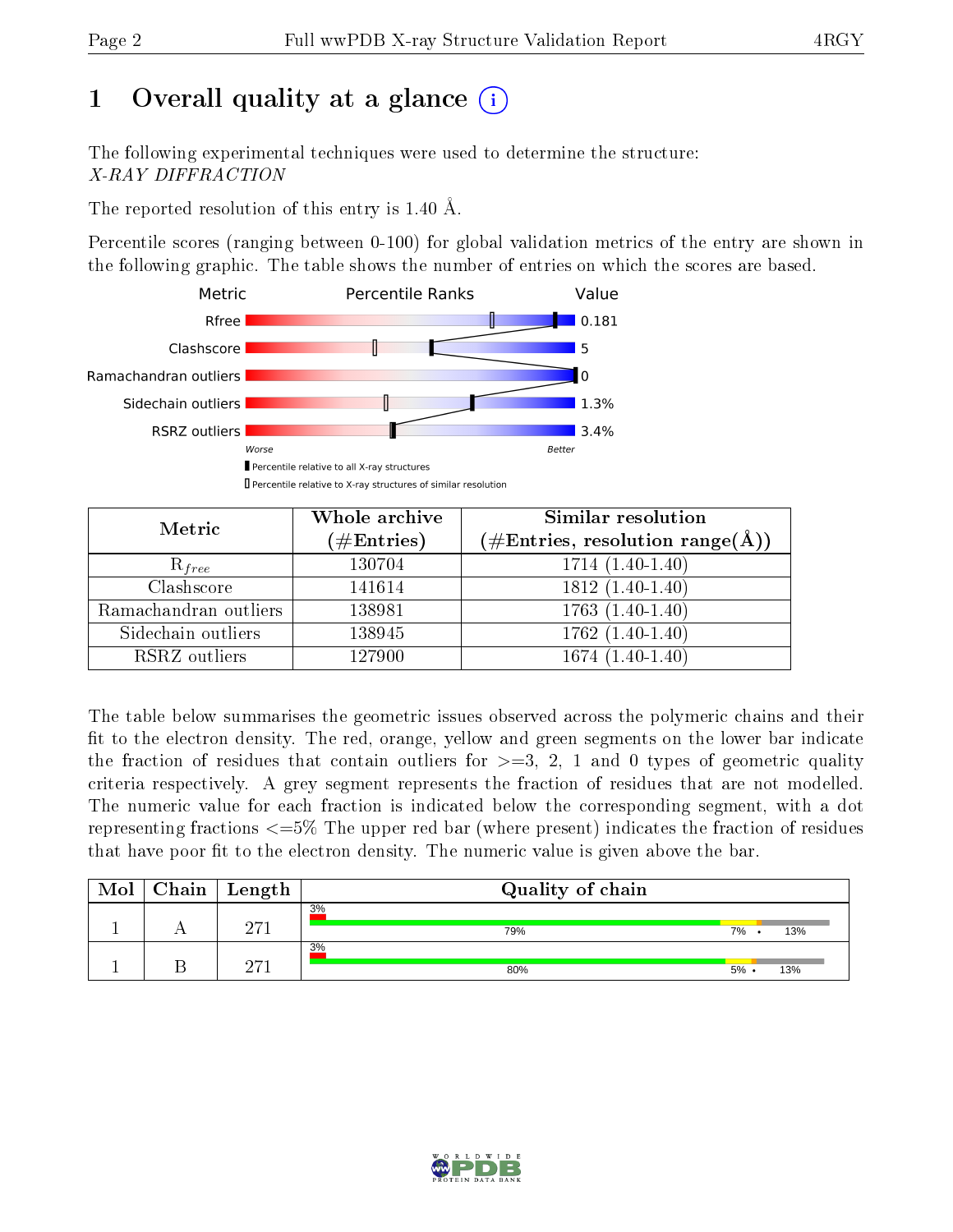# 1 Overall quality at a glance (i)

The following experimental techniques were used to determine the structure: *X-RAY DIFFRACTION*

The reported resolution of this entry is 1.40 Å.

Percentile scores (ranging between 0-100) for global validation metrics of the entry are shown in the following graphic. The table shows the number of entries on which the scores are based.

| Metric | Value |
|---|---|
| Rfree | 0.181 |
| Clashscore | 5 |
| Ramachandran outliers | 0 |
| Sidechain outliers | 1.3% |
| RSRZ outliers | 3.4% |

Worse ← → Better

▮ Percentile relative to all X-ray structures
▯ Percentile relative to X-ray structures of similar resolution

| Metric | Whole archive (#Entries) | Similar resolution (#Entries, resolution range(Å)) |
|---|---|---|
| $R_{free}$ | 130704 | 1714 (1.40-1.40) |
| Clashscore | 141614 | 1812 (1.40-1.40) |
| Ramachandran outliers | 138981 | 1763 (1.40-1.40) |
| Sidechain outliers | 138945 | 1762 (1.40-1.40) |
| RSRZ outliers | 127900 | 1674 (1.40-1.40) |

The table below summarises the geometric issues observed across the polymeric chains and their fit to the electron density. The red, orange, yellow and green segments on the lower bar indicate the fraction of residues that contain outliers for >=3, 2, 1 and 0 types of geometric quality criteria respectively. A grey segment represents the fraction of residues that are not modelled. The numeric value for each fraction is indicated below the corresponding segment, with a dot representing fractions <=5% The upper red bar (where present) indicates the fraction of residues that have poor fit to the electron density. The numeric value is given above the bar.

| Mol | Chain | Length | Quality of chain |
|---|---|---|---|
| 1 | A | 271 | 3%; 79%, 7%, •, 13% |
| 1 | B | 271 | 3%; 80%, 5%, •, 13% |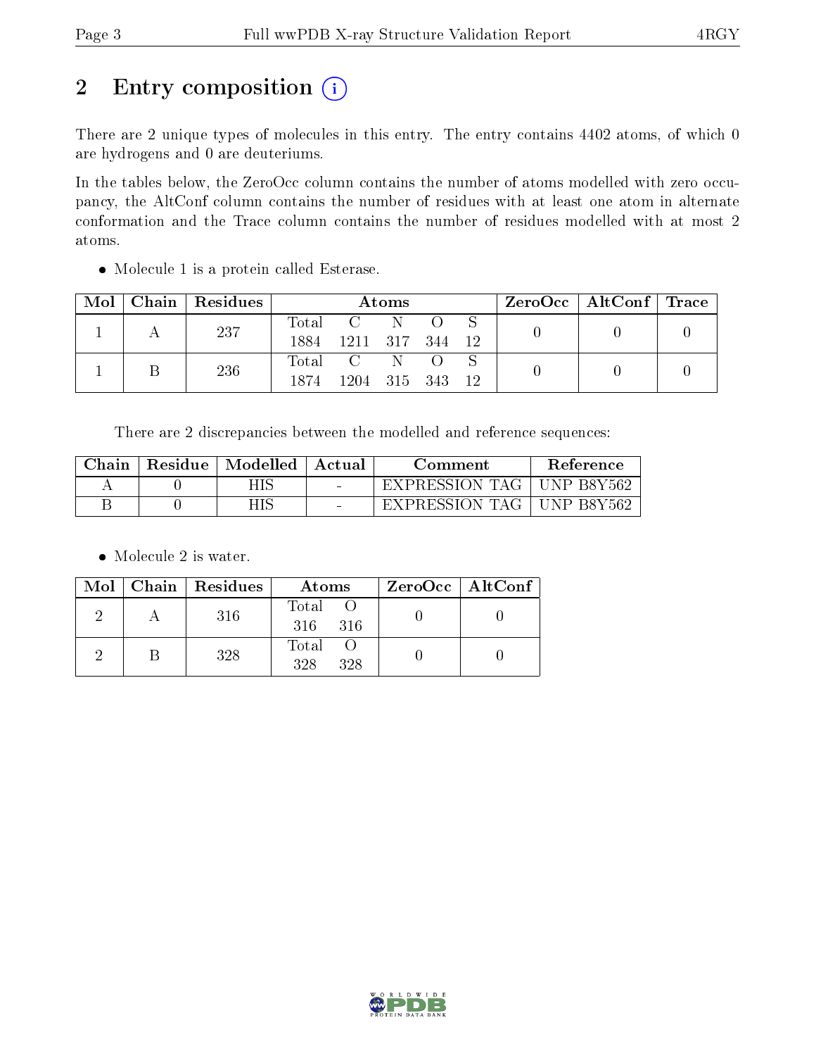# 2 Entry composition (i)

There are 2 unique types of molecules in this entry. The entry contains 4402 atoms, of which 0 are hydrogens and 0 are deuteriums.

In the tables below, the ZeroOcc column contains the number of atoms modelled with zero occupancy, the AltConf column contains the number of residues with at least one atom in alternate conformation and the Trace column contains the number of residues modelled with at most 2 atoms.

- Molecule 1 is a protein called Esterase.

| Mol | Chain | Residues | Atoms | | | | | ZeroOcc | AltConf | Trace |
|---|---|---|---|---|---|---|---|---|---|---|
| 1 | A | 237 | Total 1884 | C 1211 | N 317 | O 344 | S 12 | 0 | 0 | 0 |
| 1 | B | 236 | Total 1874 | C 1204 | N 315 | O 343 | S 12 | 0 | 0 | 0 |

There are 2 discrepancies between the modelled and reference sequences:

| Chain | Residue | Modelled | Actual | Comment | Reference |
|---|---|---|---|---|---|
| A | 0 | HIS | - | EXPRESSION TAG | UNP B8Y562 |
| B | 0 | HIS | - | EXPRESSION TAG | UNP B8Y562 |

- Molecule 2 is water.

| Mol | Chain | Residues | Atoms | | ZeroOcc | AltConf |
|---|---|---|---|---|---|---|
| 2 | A | 316 | Total 316 | O 316 | 0 | 0 |
| 2 | B | 328 | Total 328 | O 328 | 0 | 0 |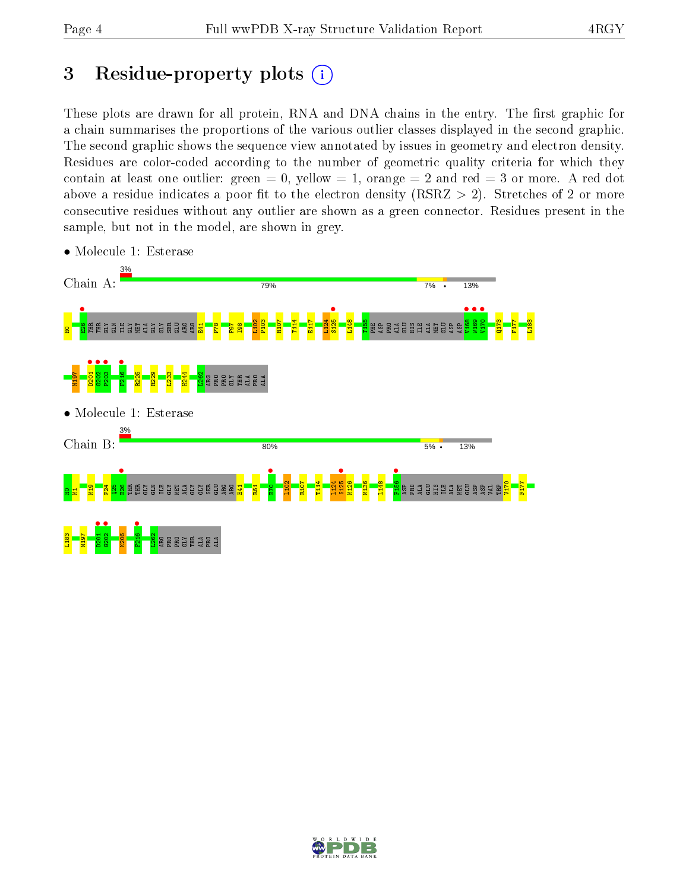# 3 Residue-property plots

These plots are drawn for all protein, RNA and DNA chains in the entry. The first graphic for a chain summarises the proportions of the various outlier classes displayed in the second graphic. The second graphic shows the sequence view annotated by issues in geometry and electron density. Residues are color-coded according to the number of geometric quality criteria for which they contain at least one outlier: green = 0, yellow = 1, orange = 2 and red = 3 or more. A red dot above a residue indicates a poor fit to the electron density (RSRZ > 2). Stretches of 2 or more consecutive residues without any outlier are shown as a green connector. Residues present in the sample, but not in the model, are shown in grey.

- Molecule 1: Esterase

Chain A: 3% | 79% | 7% | • | 13%

H0 E26 THR THR GLY GLN ILE GLY MET ALA GLY GLY SER GLU ARG ARG E41 P78 F97 I98 L102 P103 R107 T114 E117 L124 S125 L148 T155 PHE ASP PRO ALA GLU HIS ILE ALA MET GLU ASP V168 W169 V170 Q173 F177 L183 M197 D201 G202 P203 F216 R225 R229 L233 H244 L262 ARG PRO PRO GLY THR ALA PRO ALA

- Molecule 1: Esterase

Chain B: 3% | 80% | 5% | • | 13%

H0 M1 M19 P24 Q25 E26 THR THR GLY GLN ILE GLY MET ALA GLY GLY SER GLU ARG ARG E41 R61 E70 L102 R107 T114 L124 S125 M126 M136 L148 F156 ASP PRO ALA GLU HIS ILE ALA MET GLU ASP ASP VAL TRP V170 F177 L183 M197 D201 G202 K206 F216 L262 ARG PRO PRO GLY THR ALA PRO ALA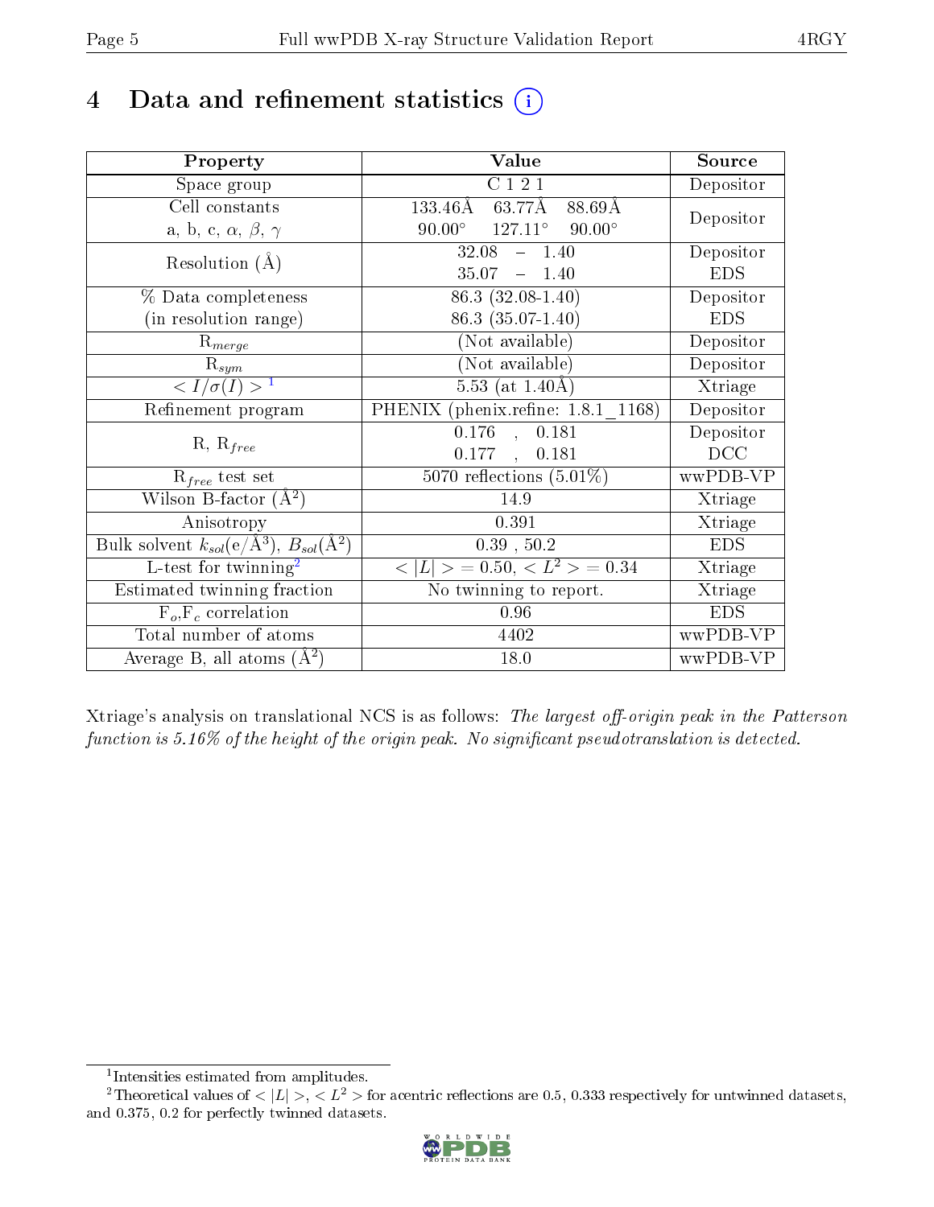# 4 Data and refinement statistics

| Property | Value | Source |
|---|---|---|
| Space group | C 1 2 1 | Depositor |
| Cell constants<br>a, b, c, $\alpha$, $\beta$, $\gamma$ | 133.46Å 63.77Å 88.69Å<br>90.00° 127.11° 90.00° | Depositor |
| Resolution (Å) | 32.08 – 1.40<br>35.07 – 1.40 | Depositor<br>EDS |
| % Data completeness<br>(in resolution range) | 86.3 (32.08-1.40)<br>86.3 (35.07-1.40) | Depositor<br>EDS |
| $R_{merge}$ | (Not available) | Depositor |
| $R_{sym}$ | (Not available) | Depositor |
| $< I/\sigma(I) >$ [1] | 5.53 (at 1.40Å) | Xtriage |
| Refinement program | PHENIX (phenix.refine: 1.8.1_1168) | Depositor |
| R, $R_{free}$ | 0.176 , 0.181<br>0.177 , 0.181 | Depositor<br>DCC |
| $R_{free}$ test set | 5070 reflections (5.01%) | wwPDB-VP |
| Wilson B-factor (Å$^2$) | 14.9 | Xtriage |
| Anisotropy | 0.391 | Xtriage |
| Bulk solvent $k_{sol}$(e/Å$^3$), $B_{sol}$(Å$^2$) | 0.39 , 50.2 | EDS |
| L-test for twinning[2] | $< \vert L \vert >$ = 0.50, $< L^2 >$ = 0.34 | Xtriage |
| Estimated twinning fraction | No twinning to report. | Xtriage |
| $F_o$,$F_c$ correlation | 0.96 | EDS |
| Total number of atoms | 4402 | wwPDB-VP |
| Average B, all atoms (Å$^2$) | 18.0 | wwPDB-VP |

Xtriage's analysis on translational NCS is as follows: *The largest off-origin peak in the Patterson function is 5.16% of the height of the origin peak. No significant pseudotranslation is detected.*

[1] Intensities estimated from amplitudes.

[2] Theoretical values of $< |L| >$, $< L^2 >$ for acentric reflections are 0.5, 0.333 respectively for untwinned datasets, and 0.375, 0.2 for perfectly twinned datasets.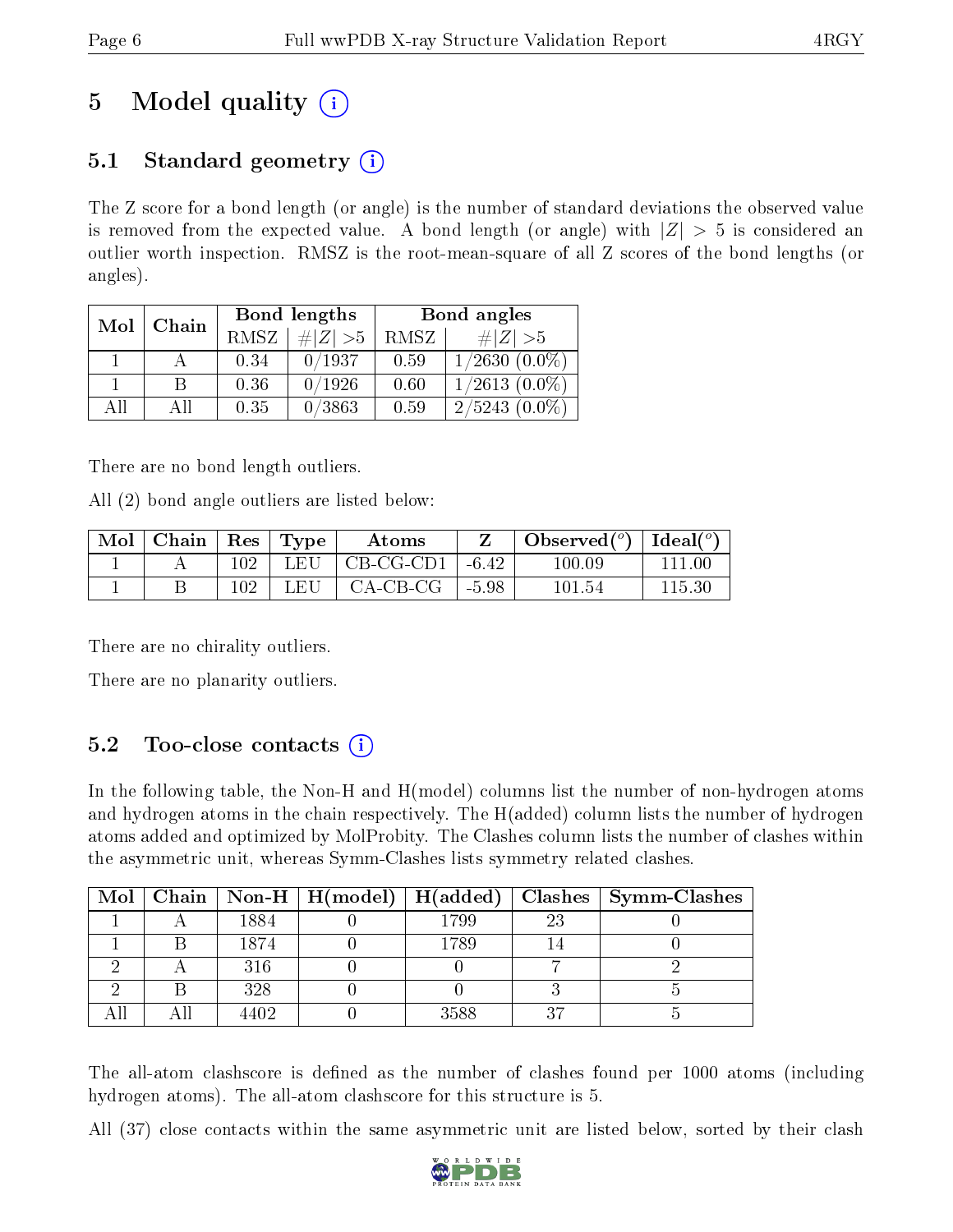# 5 Model quality (i)

## 5.1 Standard geometry (i)

The Z score for a bond length (or angle) is the number of standard deviations the observed value is removed from the expected value. A bond length (or angle) with $|Z| > 5$ is considered an outlier worth inspection. RMSZ is the root-mean-square of all Z scores of the bond lengths (or angles).

| Mol | Chain | Bond lengths | | Bond angles | |
|---|---|---|---|---|---|
| | | RMSZ | #$\|Z\|$ >5 | RMSZ | #$\|Z\|$ >5 |
| 1 | A | 0.34 | 0/1937 | 0.59 | 1/2630 (0.0%) |
| 1 | B | 0.36 | 0/1926 | 0.60 | 1/2613 (0.0%) |
| All | All | 0.35 | 0/3863 | 0.59 | 2/5243 (0.0%) |

There are no bond length outliers.

All (2) bond angle outliers are listed below:

| Mol | Chain | Res | Type | Atoms | Z | Observed($^o$) | Ideal($^o$) |
|---|---|---|---|---|---|---|---|
| 1 | A | 102 | LEU | CB-CG-CD1 | -6.42 | 100.09 | 111.00 |
| 1 | B | 102 | LEU | CA-CB-CG | -5.98 | 101.54 | 115.30 |

There are no chirality outliers.

There are no planarity outliers.

## 5.2 Too-close contacts (i)

In the following table, the Non-H and H(model) columns list the number of non-hydrogen atoms and hydrogen atoms in the chain respectively. The H(added) column lists the number of hydrogen atoms added and optimized by MolProbity. The Clashes column lists the number of clashes within the asymmetric unit, whereas Symm-Clashes lists symmetry related clashes.

| Mol | Chain | Non-H | H(model) | H(added) | Clashes | Symm-Clashes |
|---|---|---|---|---|---|---|
| 1 | A | 1884 | 0 | 1799 | 23 | 0 |
| 1 | B | 1874 | 0 | 1789 | 14 | 0 |
| 2 | A | 316 | 0 | 0 | 7 | 2 |
| 2 | B | 328 | 0 | 0 | 3 | 5 |
| All | All | 4402 | 0 | 3588 | 37 | 5 |

The all-atom clashscore is defined as the number of clashes found per 1000 atoms (including hydrogen atoms). The all-atom clashscore for this structure is 5.

All (37) close contacts within the same asymmetric unit are listed below, sorted by their clash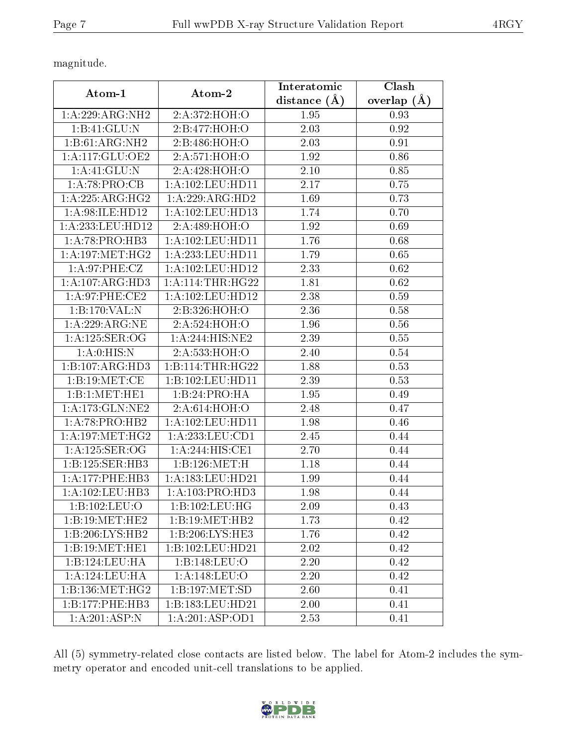magnitude.

| Atom-1 | Atom-2 | Interatomic distance (Å) | Clash overlap (Å) |
|---|---|---|---|
| 1:A:229:ARG:NH2 | 2:A:372:HOH:O | 1.95 | 0.93 |
| 1:B:41:GLU:N | 2:B:477:HOH:O | 2.03 | 0.92 |
| 1:B:61:ARG:NH2 | 2:B:486:HOH:O | 2.03 | 0.91 |
| 1:A:117:GLU:OE2 | 2:A:571:HOH:O | 1.92 | 0.86 |
| 1:A:41:GLU:N | 2:A:428:HOH:O | 2.10 | 0.85 |
| 1:A:78:PRO:CB | 1:A:102:LEU:HD11 | 2.17 | 0.75 |
| 1:A:225:ARG:HG2 | 1:A:229:ARG:HD2 | 1.69 | 0.73 |
| 1:A:98:ILE:HD12 | 1:A:102:LEU:HD13 | 1.74 | 0.70 |
| 1:A:233:LEU:HD12 | 2:A:489:HOH:O | 1.92 | 0.69 |
| 1:A:78:PRO:HB3 | 1:A:102:LEU:HD11 | 1.76 | 0.68 |
| 1:A:197:MET:HG2 | 1:A:233:LEU:HD11 | 1.79 | 0.65 |
| 1:A:97:PHE:CZ | 1:A:102:LEU:HD12 | 2.33 | 0.62 |
| 1:A:107:ARG:HD3 | 1:A:114:THR:HG22 | 1.81 | 0.62 |
| 1:A:97:PHE:CE2 | 1:A:102:LEU:HD12 | 2.38 | 0.59 |
| 1:B:170:VAL:N | 2:B:326:HOH:O | 2.36 | 0.58 |
| 1:A:229:ARG:NE | 2:A:524:HOH:O | 1.96 | 0.56 |
| 1:A:125:SER:OG | 1:A:244:HIS:NE2 | 2.39 | 0.55 |
| 1:A:0:HIS:N | 2:A:533:HOH:O | 2.40 | 0.54 |
| 1:B:107:ARG:HD3 | 1:B:114:THR:HG22 | 1.88 | 0.53 |
| 1:B:19:MET:CE | 1:B:102:LEU:HD11 | 2.39 | 0.53 |
| 1:B:1:MET:HE1 | 1:B:24:PRO:HA | 1.95 | 0.49 |
| 1:A:173:GLN:NE2 | 2:A:614:HOH:O | 2.48 | 0.47 |
| 1:A:78:PRO:HB2 | 1:A:102:LEU:HD11 | 1.98 | 0.46 |
| 1:A:197:MET:HG2 | 1:A:233:LEU:CD1 | 2.45 | 0.44 |
| 1:A:125:SER:OG | 1:A:244:HIS:CE1 | 2.70 | 0.44 |
| 1:B:125:SER:HB3 | 1:B:126:MET:H | 1.18 | 0.44 |
| 1:A:177:PHE:HB3 | 1:A:183:LEU:HD21 | 1.99 | 0.44 |
| 1:A:102:LEU:HB3 | 1:A:103:PRO:HD3 | 1.98 | 0.44 |
| 1:B:102:LEU:O | 1:B:102:LEU:HG | 2.09 | 0.43 |
| 1:B:19:MET:HE2 | 1:B:19:MET:HB2 | 1.73 | 0.42 |
| 1:B:206:LYS:HB2 | 1:B:206:LYS:HE3 | 1.76 | 0.42 |
| 1:B:19:MET:HE1 | 1:B:102:LEU:HD21 | 2.02 | 0.42 |
| 1:B:124:LEU:HA | 1:B:148:LEU:O | 2.20 | 0.42 |
| 1:A:124:LEU:HA | 1:A:148:LEU:O | 2.20 | 0.42 |
| 1:B:136:MET:HG2 | 1:B:197:MET:SD | 2.60 | 0.41 |
| 1:B:177:PHE:HB3 | 1:B:183:LEU:HD21 | 2.00 | 0.41 |
| 1:A:201:ASP:N | 1:A:201:ASP:OD1 | 2.53 | 0.41 |

All (5) symmetry-related close contacts are listed below. The label for Atom-2 includes the symmetry operator and encoded unit-cell translations to be applied.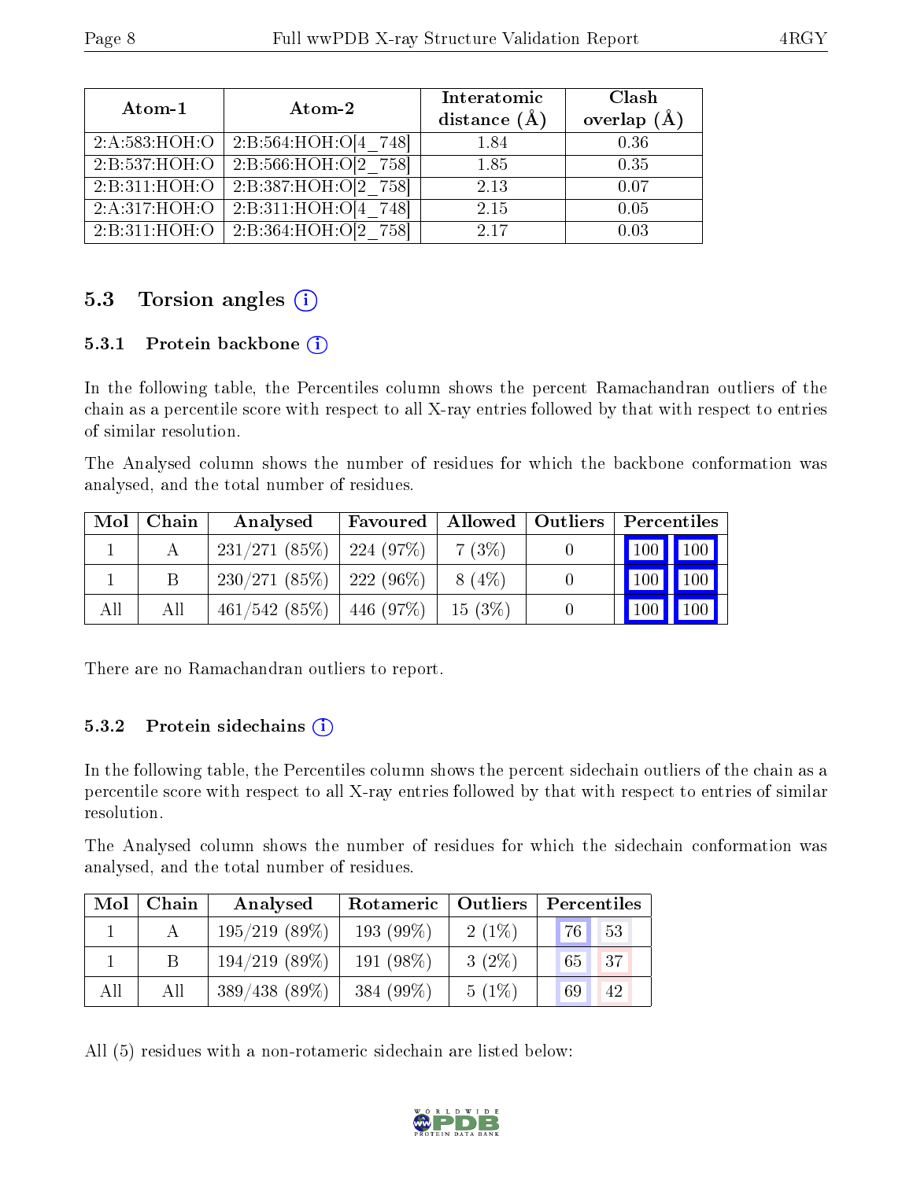| Atom-1 | Atom-2 | Interatomic distance (Å) | Clash overlap (Å) |
|---|---|---|---|
| 2:A:583:HOH:O | 2:B:564:HOH:O[4_748] | 1.84 | 0.36 |
| 2:B:537:HOH:O | 2:B:566:HOH:O[2_758] | 1.85 | 0.35 |
| 2:B:311:HOH:O | 2:B:387:HOH:O[2_758] | 2.13 | 0.07 |
| 2:A:317:HOH:O | 2:B:311:HOH:O[4_748] | 2.15 | 0.05 |
| 2:B:311:HOH:O | 2:B:364:HOH:O[2_758] | 2.17 | 0.03 |

## 5.3 Torsion angles

### 5.3.1 Protein backbone

In the following table, the Percentiles column shows the percent Ramachandran outliers of the chain as a percentile score with respect to all X-ray entries followed by that with respect to entries of similar resolution.

The Analysed column shows the number of residues for which the backbone conformation was analysed, and the total number of residues.

| Mol | Chain | Analysed | Favoured | Allowed | Outliers | Percentiles | |
|---|---|---|---|---|---|---|---|
| 1 | A | 231/271 (85%) | 224 (97%) | 7 (3%) | 0 | 100 | 100 |
| 1 | B | 230/271 (85%) | 222 (96%) | 8 (4%) | 0 | 100 | 100 |
| All | All | 461/542 (85%) | 446 (97%) | 15 (3%) | 0 | 100 | 100 |

There are no Ramachandran outliers to report.

### 5.3.2 Protein sidechains

In the following table, the Percentiles column shows the percent sidechain outliers of the chain as a percentile score with respect to all X-ray entries followed by that with respect to entries of similar resolution.

The Analysed column shows the number of residues for which the sidechain conformation was analysed, and the total number of residues.

| Mol | Chain | Analysed | Rotameric | Outliers | Percentiles | |
|---|---|---|---|---|---|---|
| 1 | A | 195/219 (89%) | 193 (99%) | 2 (1%) | 76 | 53 |
| 1 | B | 194/219 (89%) | 191 (98%) | 3 (2%) | 65 | 37 |
| All | All | 389/438 (89%) | 384 (99%) | 5 (1%) | 69 | 42 |

All (5) residues with a non-rotameric sidechain are listed below: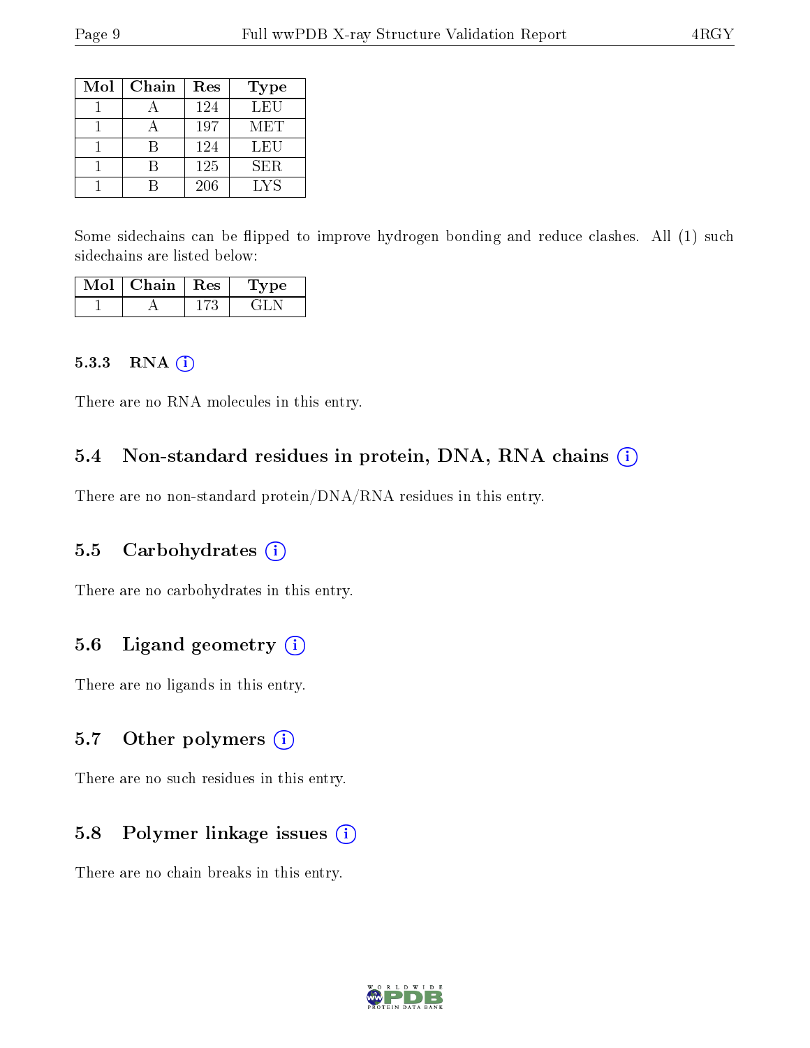| Mol | Chain | Res | Type |
| --- | --- | --- | --- |
| 1 | A | 124 | LEU |
| 1 | A | 197 | MET |
| 1 | B | 124 | LEU |
| 1 | B | 125 | SER |
| 1 | B | 206 | LYS |

Some sidechains can be flipped to improve hydrogen bonding and reduce clashes. All (1) such sidechains are listed below:

| Mol | Chain | Res | Type |
| --- | --- | --- | --- |
| 1 | A | 173 | GLN |

#### 5.3.3 RNA

There are no RNA molecules in this entry.

### 5.4 Non-standard residues in protein, DNA, RNA chains

There are no non-standard protein/DNA/RNA residues in this entry.

### 5.5 Carbohydrates

There are no carbohydrates in this entry.

### 5.6 Ligand geometry

There are no ligands in this entry.

### 5.7 Other polymers

There are no such residues in this entry.

### 5.8 Polymer linkage issues

There are no chain breaks in this entry.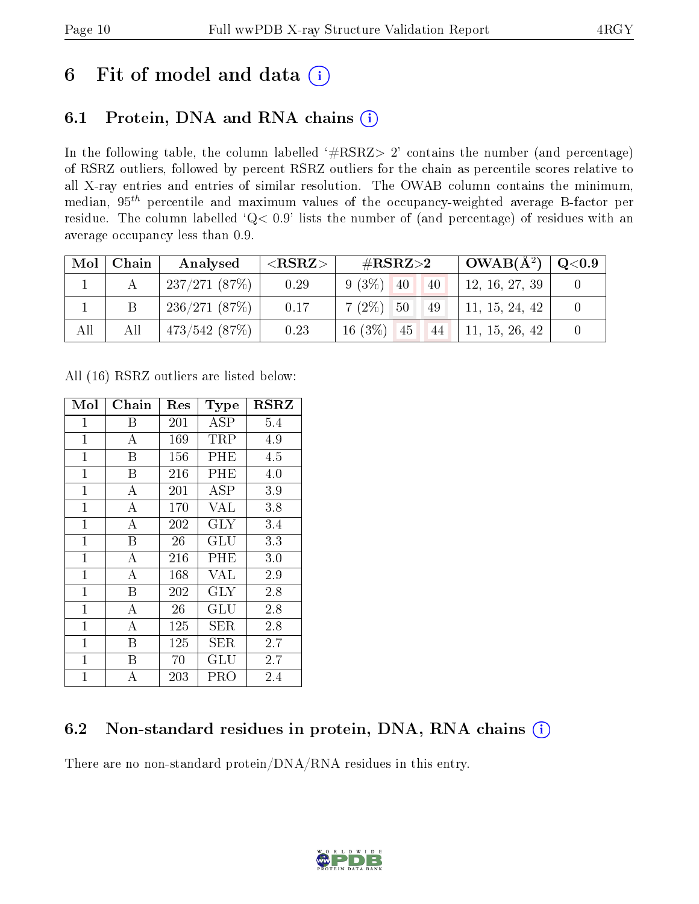# 6 Fit of model and data (i)

## 6.1 Protein, DNA and RNA chains (i)

In the following table, the column labelled '#RSRZ> 2' contains the number (and percentage) of RSRZ outliers, followed by percent RSRZ outliers for the chain as percentile scores relative to all X-ray entries and entries of similar resolution. The OWAB column contains the minimum, median, $95^{th}$ percentile and maximum values of the occupancy-weighted average B-factor per residue. The column labelled 'Q< 0.9' lists the number of (and percentage) of residues with an average occupancy less than 0.9.

| Mol | Chain | Analysed | <RSRZ> | #RSRZ>2 | | | OWAB(Å$^2$) | Q<0.9 |
|---|---|---|---|---|---|---|---|---|
| 1 | A | 237/271 (87%) | 0.29 | 9 (3%) | 40 | 40 | 12, 16, 27, 39 | 0 |
| 1 | B | 236/271 (87%) | 0.17 | 7 (2%) | 50 | 49 | 11, 15, 24, 42 | 0 |
| All | All | 473/542 (87%) | 0.23 | 16 (3%) | 45 | 44 | 11, 15, 26, 42 | 0 |

All (16) RSRZ outliers are listed below:

| Mol | Chain | Res | Type | RSRZ |
|---|---|---|---|---|
| 1 | B | 201 | ASP | 5.4 |
| 1 | A | 169 | TRP | 4.9 |
| 1 | B | 156 | PHE | 4.5 |
| 1 | B | 216 | PHE | 4.0 |
| 1 | A | 201 | ASP | 3.9 |
| 1 | A | 170 | VAL | 3.8 |
| 1 | A | 202 | GLY | 3.4 |
| 1 | B | 26 | GLU | 3.3 |
| 1 | A | 216 | PHE | 3.0 |
| 1 | A | 168 | VAL | 2.9 |
| 1 | B | 202 | GLY | 2.8 |
| 1 | A | 26 | GLU | 2.8 |
| 1 | A | 125 | SER | 2.8 |
| 1 | B | 125 | SER | 2.7 |
| 1 | B | 70 | GLU | 2.7 |
| 1 | A | 203 | PRO | 2.4 |

## 6.2 Non-standard residues in protein, DNA, RNA chains (i)

There are no non-standard protein/DNA/RNA residues in this entry.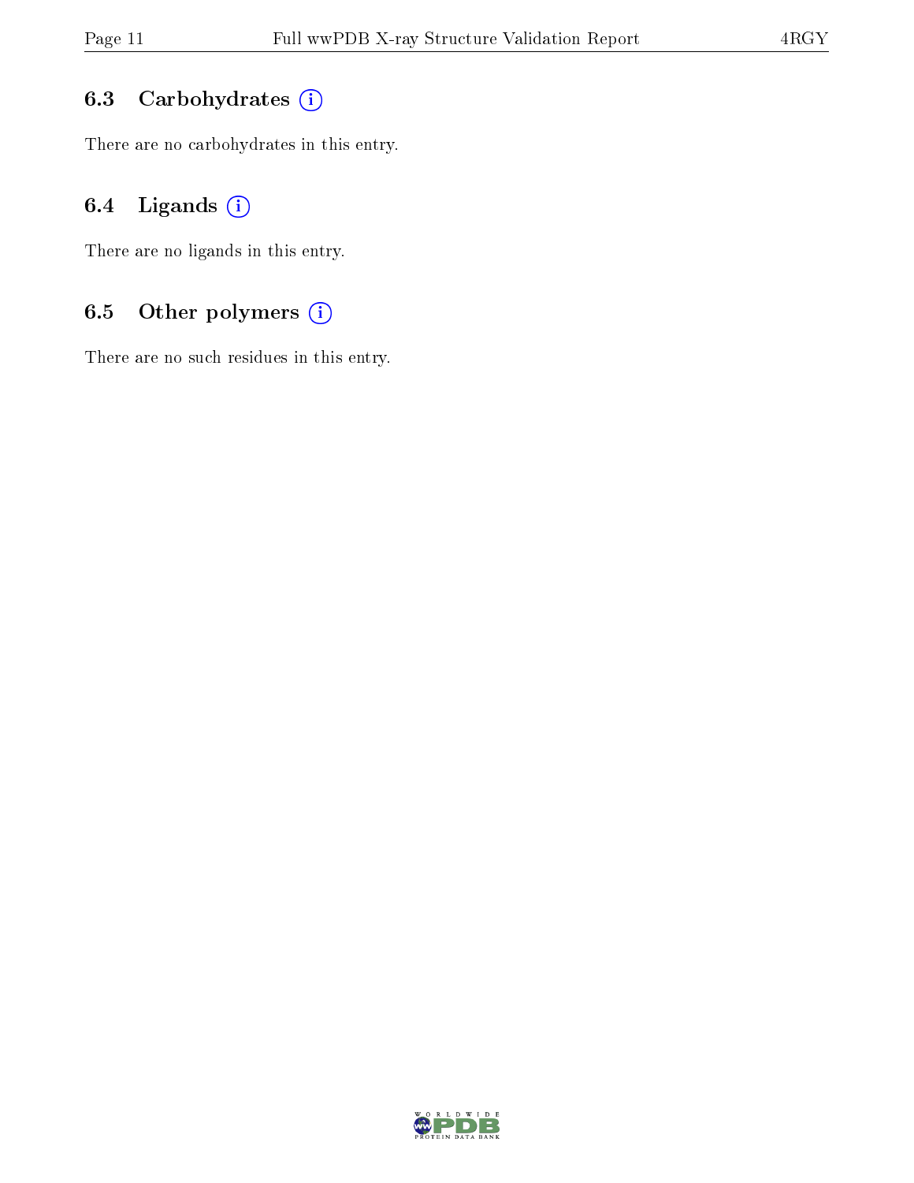### 6.3 Carbohydrates

There are no carbohydrates in this entry.

### 6.4 Ligands

There are no ligands in this entry.

### 6.5 Other polymers

There are no such residues in this entry.